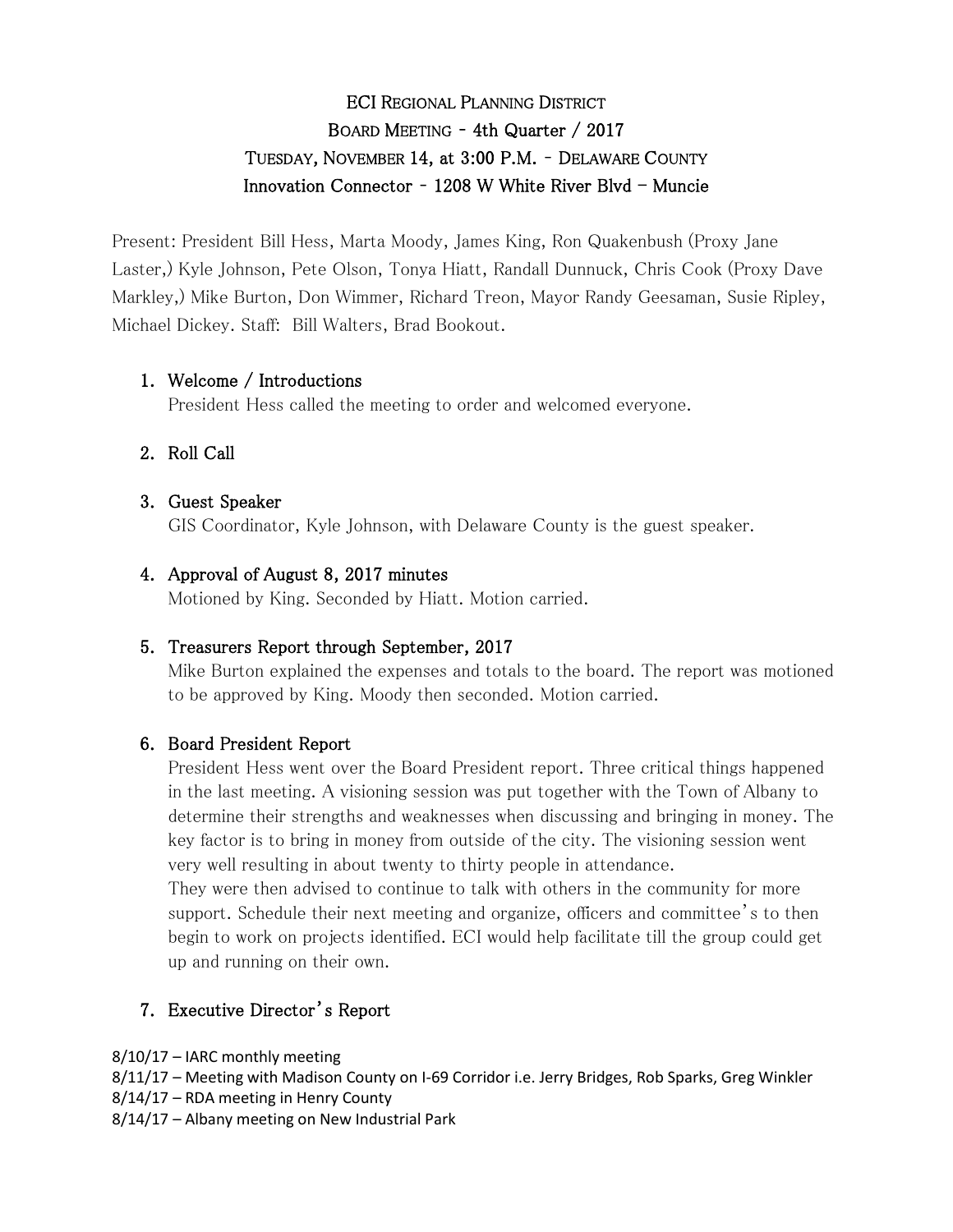# ECI Regional Planning District

## Board Meeting - 4th Quarter / 2017

## Tuesday, November 14, at 3:00 P.M. - Delaware County

## Innovation Connector - 1208 W White River Blvd – Muncie

Present: President Bill Hess, Marta Moody, James King, Ron Quakenbush (Proxy Jane Laster,) Kyle Johnson, Pete Olson, Tonya Hiatt, Randall Dunnuck, Chris Cook (Proxy Dave Markley,) Mike Burton, Don Wimmer, Richard Treon, Mayor Randy Geesaman, Susie Ripley, Michael Dickey. Staff: Bill Walters, Brad Bookout.

1. **Welcome / Introductions**
   President Hess called the meeting to order and welcomed everyone.

2. **Roll Call**

3. **Guest Speaker**
   GIS Coordinator, Kyle Johnson, with Delaware County is the guest speaker.

4. **Approval of August 8, 2017 minutes**
   Motioned by King. Seconded by Hiatt. Motion carried.

5. **Treasurers Report through September, 2017**
   Mike Burton explained the expenses and totals to the board. The report was motioned to be approved by King. Moody then seconded. Motion carried.

6. **Board President Report**
   President Hess went over the Board President report. Three critical things happened in the last meeting. A visioning session was put together with the Town of Albany to determine their strengths and weaknesses when discussing and bringing in money. The key factor is to bring in money from outside of the city. The visioning session went very well resulting in about twenty to thirty people in attendance.
   They were then advised to continue to talk with others in the community for more support. Schedule their next meeting and organize, officers and committee's to then begin to work on projects identified. ECI would help facilitate till the group could get up and running on their own.

7. **Executive Director's Report**

8/10/17 – IARC monthly meeting
8/11/17 – Meeting with Madison County on I-69 Corridor i.e. Jerry Bridges, Rob Sparks, Greg Winkler
8/14/17 – RDA meeting in Henry County
8/14/17 – Albany meeting on New Industrial Park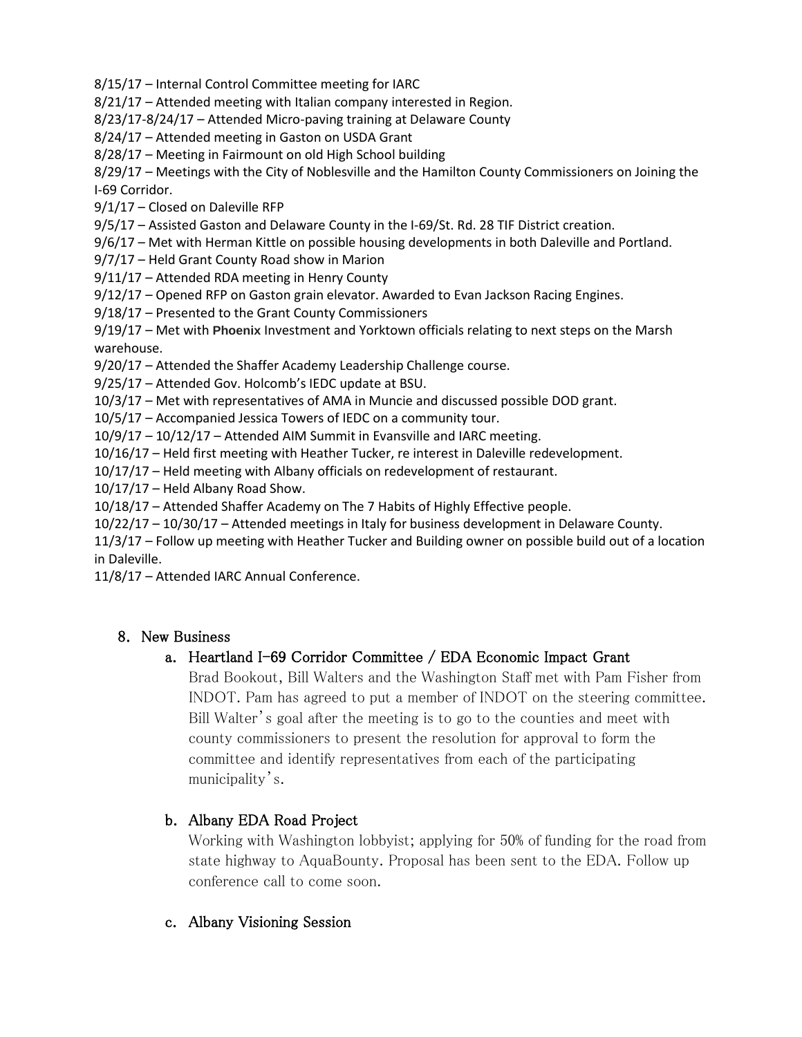8/15/17 – Internal Control Committee meeting for IARC
8/21/17 – Attended meeting with Italian company interested in Region.
8/23/17-8/24/17 – Attended Micro-paving training at Delaware County
8/24/17 – Attended meeting in Gaston on USDA Grant
8/28/17 – Meeting in Fairmount on old High School building
8/29/17 – Meetings with the City of Noblesville and the Hamilton County Commissioners on Joining the I-69 Corridor.
9/1/17 – Closed on Daleville RFP
9/5/17 – Assisted Gaston and Delaware County in the I-69/St. Rd. 28 TIF District creation.
9/6/17 – Met with Herman Kittle on possible housing developments in both Daleville and Portland.
9/7/17 – Held Grant County Road show in Marion
9/11/17 – Attended RDA meeting in Henry County
9/12/17 – Opened RFP on Gaston grain elevator. Awarded to Evan Jackson Racing Engines.
9/18/17 – Presented to the Grant County Commissioners
9/19/17 – Met with **Phoenix** Investment and Yorktown officials relating to next steps on the Marsh warehouse.
9/20/17 – Attended the Shaffer Academy Leadership Challenge course.
9/25/17 – Attended Gov. Holcomb's IEDC update at BSU.
10/3/17 – Met with representatives of AMA in Muncie and discussed possible DOD grant.
10/5/17 – Accompanied Jessica Towers of IEDC on a community tour.
10/9/17 – 10/12/17 – Attended AIM Summit in Evansville and IARC meeting.
10/16/17 – Held first meeting with Heather Tucker, re interest in Daleville redevelopment.
10/17/17 – Held meeting with Albany officials on redevelopment of restaurant.
10/17/17 – Held Albany Road Show.
10/18/17 – Attended Shaffer Academy on The 7 Habits of Highly Effective people.
10/22/17 – 10/30/17 – Attended meetings in Italy for business development in Delaware County.
11/3/17 – Follow up meeting with Heather Tucker and Building owner on possible build out of a location in Daleville.
11/8/17 – Attended IARC Annual Conference.

8. New Business

   a. Heartland I-69 Corridor Committee / EDA Economic Impact Grant

      Brad Bookout, Bill Walters and the Washington Staff met with Pam Fisher from INDOT. Pam has agreed to put a member of INDOT on the steering committee. Bill Walter's goal after the meeting is to go to the counties and meet with county commissioners to present the resolution for approval to form the committee and identify representatives from each of the participating municipality's.

   b. Albany EDA Road Project

      Working with Washington lobbyist; applying for 50% of funding for the road from state highway to AquaBounty. Proposal has been sent to the EDA. Follow up conference call to come soon.

   c. Albany Visioning Session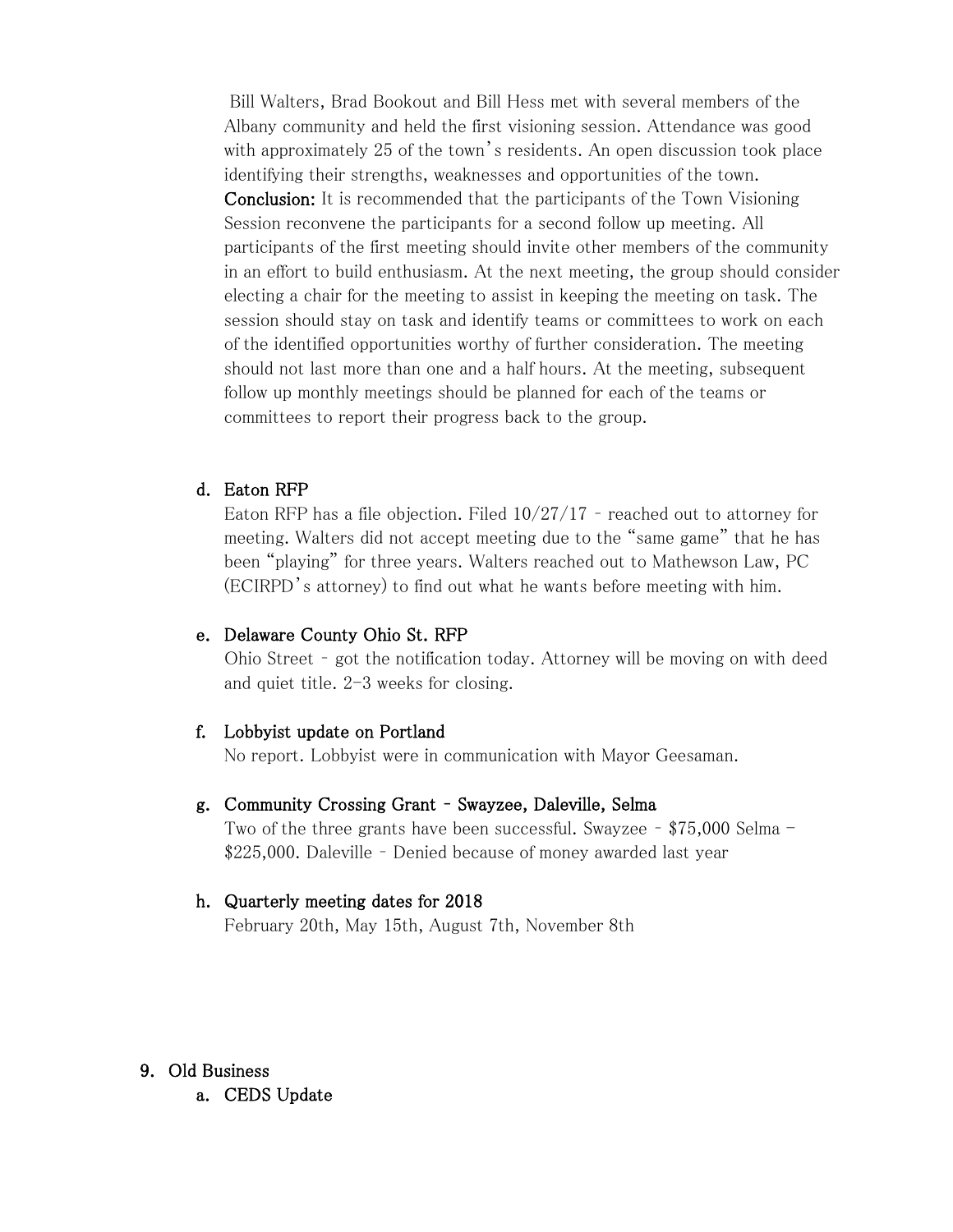Bill Walters, Brad Bookout and Bill Hess met with several members of the Albany community and held the first visioning session. Attendance was good with approximately 25 of the town's residents. An open discussion took place identifying their strengths, weaknesses and opportunities of the town.

**Conclusion:** It is recommended that the participants of the Town Visioning Session reconvene the participants for a second follow up meeting. All participants of the first meeting should invite other members of the community in an effort to build enthusiasm. At the next meeting, the group should consider electing a chair for the meeting to assist in keeping the meeting on task. The session should stay on task and identify teams or committees to work on each of the identified opportunities worthy of further consideration. The meeting should not last more than one and a half hours. At the meeting, subsequent follow up monthly meetings should be planned for each of the teams or committees to report their progress back to the group.

d. Eaton RFP

Eaton RFP has a file objection. Filed 10/27/17 – reached out to attorney for meeting. Walters did not accept meeting due to the "same game" that he has been "playing" for three years. Walters reached out to Mathewson Law, PC (ECIRPD's attorney) to find out what he wants before meeting with him.

e. Delaware County Ohio St. RFP

Ohio Street – got the notification today. Attorney will be moving on with deed and quiet title. 2-3 weeks for closing.

f. Lobbyist update on Portland

No report. Lobbyist were in communication with Mayor Geesaman.

g. Community Crossing Grant – Swayzee, Daleville, Selma

Two of the three grants have been successful. Swayzee – $75,000 Selma – $225,000. Daleville – Denied because of money awarded last year

h. Quarterly meeting dates for 2018

February 20th, May 15th, August 7th, November 8th

9. Old Business

a. CEDS Update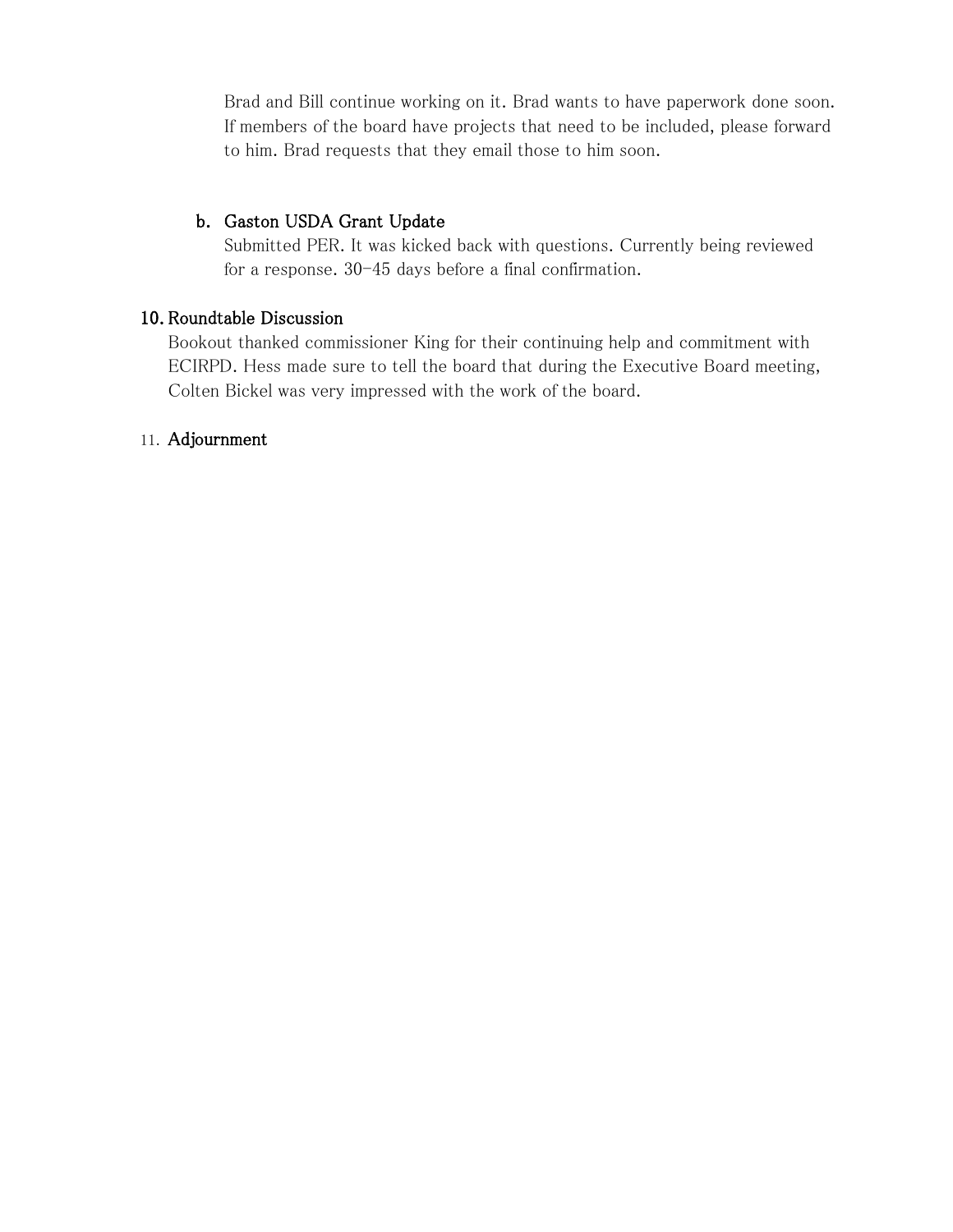Brad and Bill continue working on it. Brad wants to have paperwork done soon. If members of the board have projects that need to be included, please forward to him. Brad requests that they email those to him soon.

b. **Gaston USDA Grant Update**

Submitted PER. It was kicked back with questions. Currently being reviewed for a response. 30-45 days before a final confirmation.

10. **Roundtable Discussion**

Bookout thanked commissioner King for their continuing help and commitment with ECIRPD. Hess made sure to tell the board that during the Executive Board meeting, Colten Bickel was very impressed with the work of the board.

11. **Adjournment**